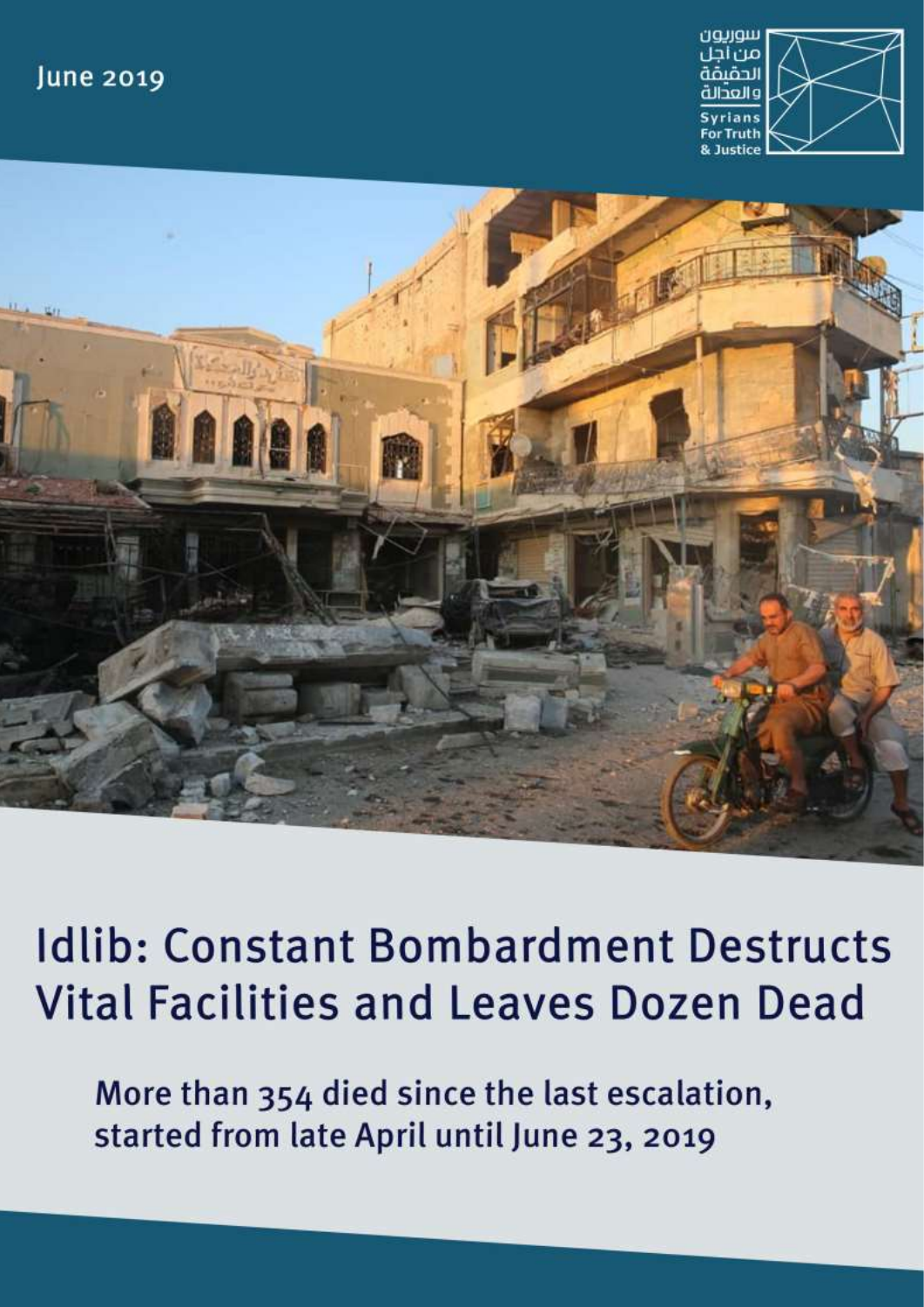June 2019

سوريون من أجل الحقيقة والعدالة

Syrians For Truth & Justice

# Idlib: Constant Bombardment Destructs Vital Facilities and Leaves Dozen Dead

## More than 354 died since the last escalation, started from late April until June 23, 2019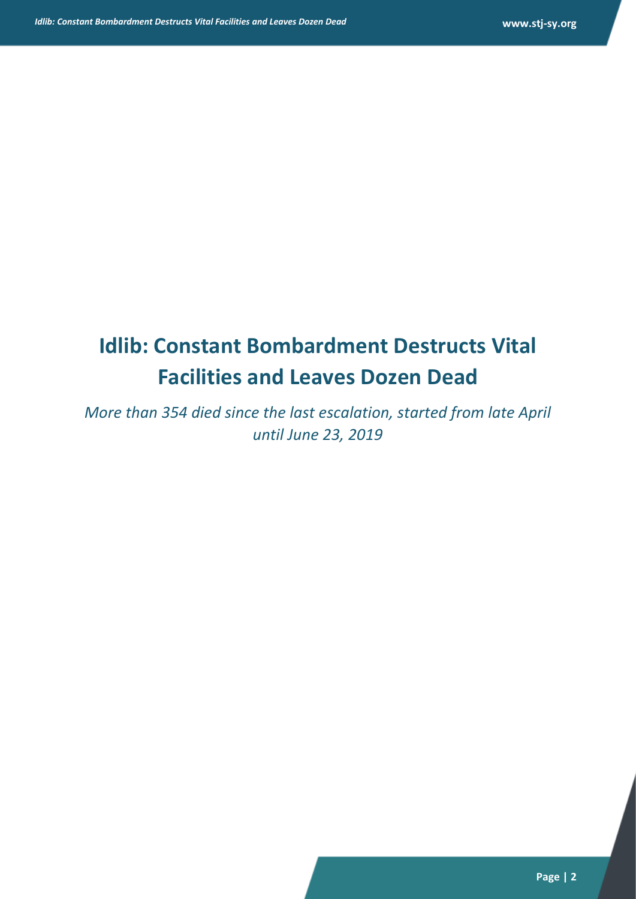# Idlib: Constant Bombardment Destructs Vital Facilities and Leaves Dozen Dead

*More than 354 died since the last escalation, started from late April until June 23, 2019*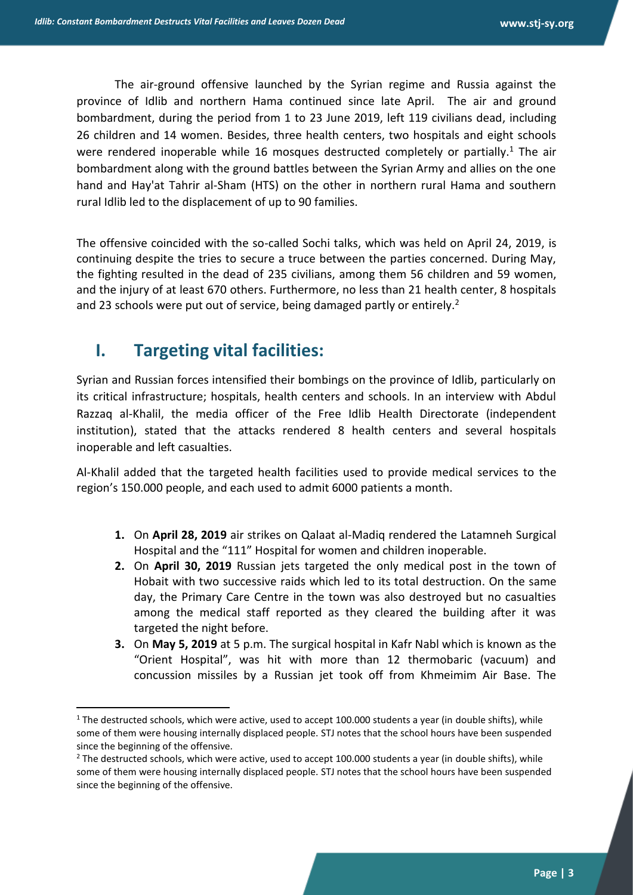The air-ground offensive launched by the Syrian regime and Russia against the province of Idlib and northern Hama continued since late April. The air and ground bombardment, during the period from 1 to 23 June 2019, left 119 civilians dead, including 26 children and 14 women. Besides, three health centers, two hospitals and eight schools were rendered inoperable while 16 mosques destructed completely or partially.[1] The air bombardment along with the ground battles between the Syrian Army and allies on the one hand and Hay'at Tahrir al-Sham (HTS) on the other in northern rural Hama and southern rural Idlib led to the displacement of up to 90 families.

The offensive coincided with the so-called Sochi talks, which was held on April 24, 2019, is continuing despite the tries to secure a truce between the parties concerned. During May, the fighting resulted in the dead of 235 civilians, among them 56 children and 59 women, and the injury of at least 670 others. Furthermore, no less than 21 health center, 8 hospitals and 23 schools were put out of service, being damaged partly or entirely.[2]

## I. Targeting vital facilities:

Syrian and Russian forces intensified their bombings on the province of Idlib, particularly on its critical infrastructure; hospitals, health centers and schools. In an interview with Abdul Razzaq al-Khalil, the media officer of the Free Idlib Health Directorate (independent institution), stated that the attacks rendered 8 health centers and several hospitals inoperable and left casualties.

Al-Khalil added that the targeted health facilities used to provide medical services to the region's 150.000 people, and each used to admit 6000 patients a month.

1. On **April 28, 2019** air strikes on Qalaat al-Madiq rendered the Latamneh Surgical Hospital and the "111" Hospital for women and children inoperable.
2. On **April 30, 2019** Russian jets targeted the only medical post in the town of Hobait with two successive raids which led to its total destruction. On the same day, the Primary Care Centre in the town was also destroyed but no casualties among the medical staff reported as they cleared the building after it was targeted the night before.
3. On **May 5, 2019** at 5 p.m. The surgical hospital in Kafr Nabl which is known as the "Orient Hospital", was hit with more than 12 thermobaric (vacuum) and concussion missiles by a Russian jet took off from Khmeimim Air Base. The

[1] The destructed schools, which were active, used to accept 100.000 students a year (in double shifts), while some of them were housing internally displaced people. STJ notes that the school hours have been suspended since the beginning of the offensive.

[2] The destructed schools, which were active, used to accept 100.000 students a year (in double shifts), while some of them were housing internally displaced people. STJ notes that the school hours have been suspended since the beginning of the offensive.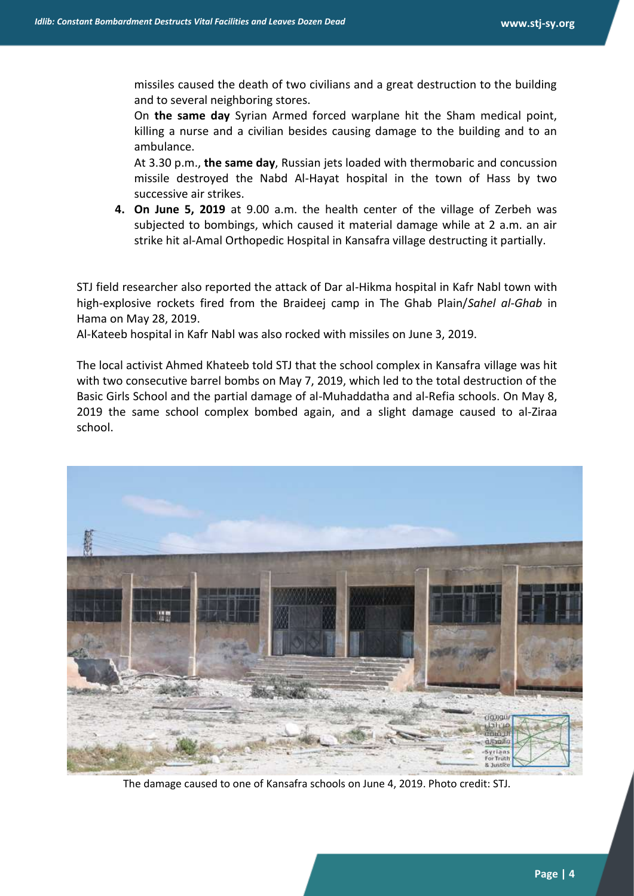missiles caused the death of two civilians and a great destruction to the building and to several neighboring stores.

On **the same day** Syrian Armed forced warplane hit the Sham medical point, killing a nurse and a civilian besides causing damage to the building and to an ambulance.

At 3.30 p.m., **the same day**, Russian jets loaded with thermobaric and concussion missile destroyed the Nabd Al-Hayat hospital in the town of Hass by two successive air strikes.

4. **On June 5, 2019** at 9.00 a.m. the health center of the village of Zerbeh was subjected to bombings, which caused it material damage while at 2 a.m. an air strike hit al-Amal Orthopedic Hospital in Kansafra village destructing it partially.

STJ field researcher also reported the attack of Dar al-Hikma hospital in Kafr Nabl town with high-explosive rockets fired from the Braideej camp in The Ghab Plain/*Sahel al-Ghab* in Hama on May 28, 2019.

Al-Kateeb hospital in Kafr Nabl was also rocked with missiles on June 3, 2019.

The local activist Ahmed Khateeb told STJ that the school complex in Kansafra village was hit with two consecutive barrel bombs on May 7, 2019, which led to the total destruction of the Basic Girls School and the partial damage of al-Muhaddatha and al-Refia schools. On May 8, 2019 the same school complex bombed again, and a slight damage caused to al-Ziraa school.

The damage caused to one of Kansafra schools on June 4, 2019. Photo credit: STJ.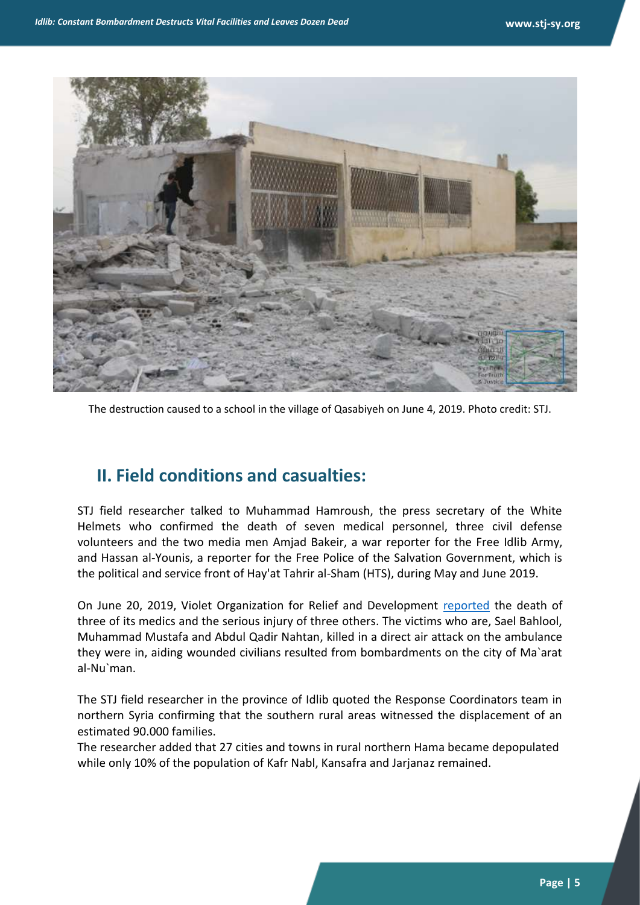The destruction caused to a school in the village of Qasabiyeh on June 4, 2019. Photo credit: STJ.

## II. Field conditions and casualties:

STJ field researcher talked to Muhammad Hamroush, the press secretary of the White Helmets who confirmed the death of seven medical personnel, three civil defense volunteers and the two media men Amjad Bakeir, a war reporter for the Free Idlib Army, and Hassan al-Younis, a reporter for the Free Police of the Salvation Government, which is the political and service front of Hay'at Tahrir al-Sham (HTS), during May and June 2019.

On June 20, 2019, Violet Organization for Relief and Development reported the death of three of its medics and the serious injury of three others. The victims who are, Sael Bahlool, Muhammad Mustafa and Abdul Qadir Nahtan, killed in a direct air attack on the ambulance they were in, aiding wounded civilians resulted from bombardments on the city of Ma`arat al-Nu`man.

The STJ field researcher in the province of Idlib quoted the Response Coordinators team in northern Syria confirming that the southern rural areas witnessed the displacement of an estimated 90.000 families.

The researcher added that 27 cities and towns in rural northern Hama became depopulated while only 10% of the population of Kafr Nabl, Kansafra and Jarjanaz remained.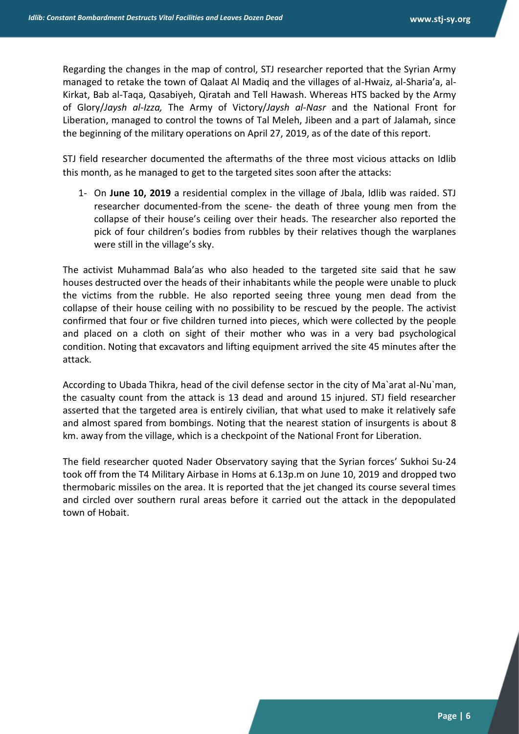Regarding the changes in the map of control, STJ researcher reported that the Syrian Army managed to retake the town of Qalaat Al Madiq and the villages of al-Hwaiz, al-Sharia'a, al-Kirkat, Bab al-Taqa, Qasabiyeh, Qiratah and Tell Hawash. Whereas HTS backed by the Army of Glory/*Jaysh al-Izza,* The Army of Victory/*Jaysh al-Nasr* and the National Front for Liberation, managed to control the towns of Tal Meleh, Jibeen and a part of Jalamah, since the beginning of the military operations on April 27, 2019, as of the date of this report.

STJ field researcher documented the aftermaths of the three most vicious attacks on Idlib this month, as he managed to get to the targeted sites soon after the attacks:

1- On **June 10, 2019** a residential complex in the village of Jbala, Idlib was raided. STJ researcher documented-from the scene- the death of three young men from the collapse of their house's ceiling over their heads. The researcher also reported the pick of four children's bodies from rubbles by their relatives though the warplanes were still in the village's sky.

The activist Muhammad Bala'as who also headed to the targeted site said that he saw houses destructed over the heads of their inhabitants while the people were unable to pluck the victims from the rubble. He also reported seeing three young men dead from the collapse of their house ceiling with no possibility to be rescued by the people. The activist confirmed that four or five children turned into pieces, which were collected by the people and placed on a cloth on sight of their mother who was in a very bad psychological condition. Noting that excavators and lifting equipment arrived the site 45 minutes after the attack.

According to Ubada Thikra, head of the civil defense sector in the city of Ma`arat al-Nu`man, the casualty count from the attack is 13 dead and around 15 injured. STJ field researcher asserted that the targeted area is entirely civilian, that what used to make it relatively safe and almost spared from bombings. Noting that the nearest station of insurgents is about 8 km. away from the village, which is a checkpoint of the National Front for Liberation.

The field researcher quoted Nader Observatory saying that the Syrian forces' Sukhoi Su-24 took off from the T4 Military Airbase in Homs at 6.13p.m on June 10, 2019 and dropped two thermobaric missiles on the area. It is reported that the jet changed its course several times and circled over southern rural areas before it carried out the attack in the depopulated town of Hobait.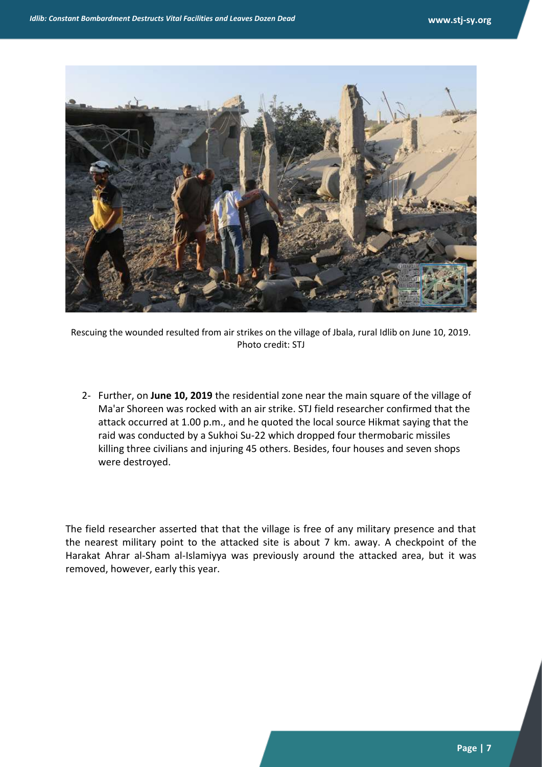Rescuing the wounded resulted from air strikes on the village of Jbala, rural Idlib on June 10, 2019. Photo credit: STJ

2- Further, on **June 10, 2019** the residential zone near the main square of the village of Ma'ar Shoreen was rocked with an air strike. STJ field researcher confirmed that the attack occurred at 1.00 p.m., and he quoted the local source Hikmat saying that the raid was conducted by a Sukhoi Su-22 which dropped four thermobaric missiles killing three civilians and injuring 45 others. Besides, four houses and seven shops were destroyed.

The field researcher asserted that that the village is free of any military presence and that the nearest military point to the attacked site is about 7 km. away. A checkpoint of the Harakat Ahrar al-Sham al-Islamiyya was previously around the attacked area, but it was removed, however, early this year.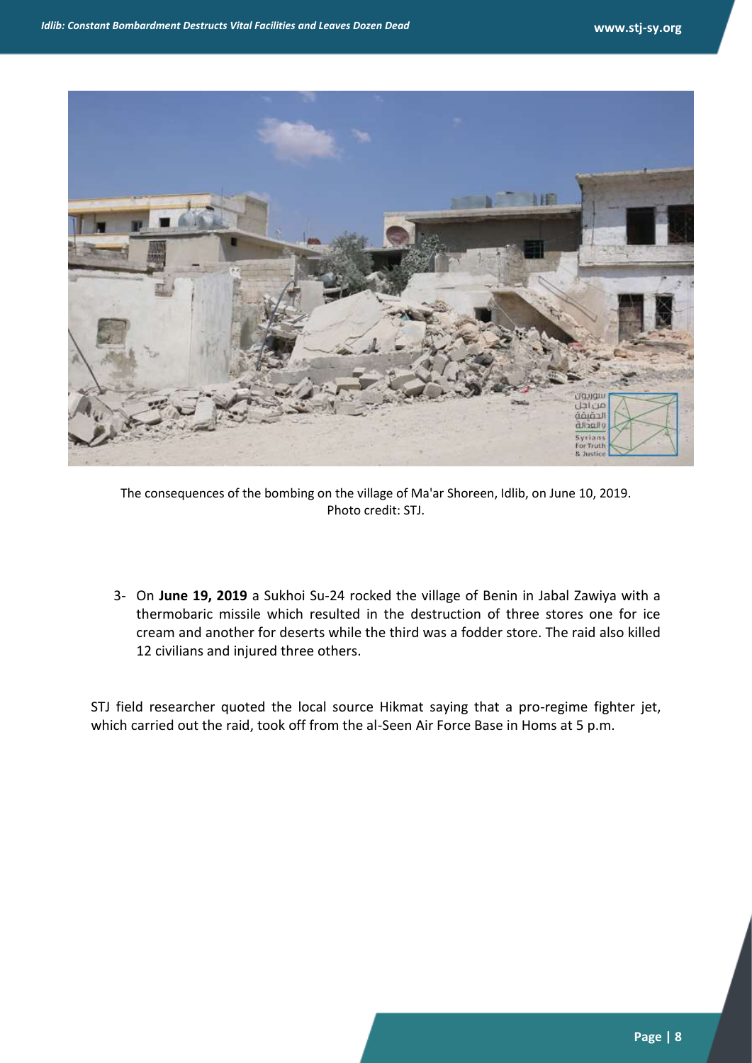The consequences of the bombing on the village of Ma'ar Shoreen, Idlib, on June 10, 2019. Photo credit: STJ.

3- On **June 19, 2019** a Sukhoi Su-24 rocked the village of Benin in Jabal Zawiya with a thermobaric missile which resulted in the destruction of three stores one for ice cream and another for deserts while the third was a fodder store. The raid also killed 12 civilians and injured three others.

STJ field researcher quoted the local source Hikmat saying that a pro-regime fighter jet, which carried out the raid, took off from the al-Seen Air Force Base in Homs at 5 p.m.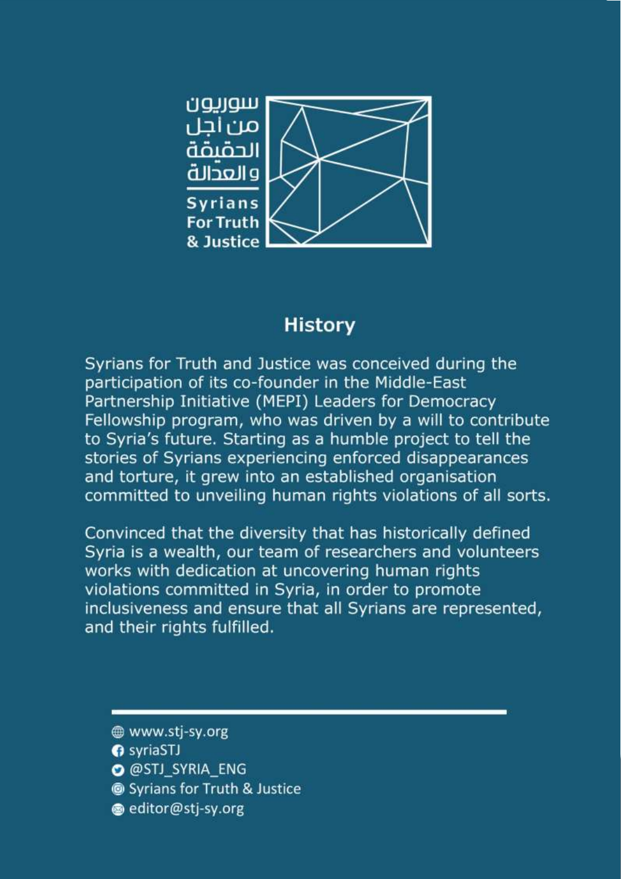سوريون
من أجل
الحقيقة
و العدالة

Syrians
For Truth
& Justice

## History

Syrians for Truth and Justice was conceived during the participation of its co-founder in the Middle-East Partnership Initiative (MEPI) Leaders for Democracy Fellowship program, who was driven by a will to contribute to Syria's future. Starting as a humble project to tell the stories of Syrians experiencing enforced disappearances and torture, it grew into an established organisation committed to unveiling human rights violations of all sorts.

Convinced that the diversity that has historically defined Syria is a wealth, our team of researchers and volunteers works with dedication at uncovering human rights violations committed in Syria, in order to promote inclusiveness and ensure that all Syrians are represented, and their rights fulfilled.

---

- www.stj-sy.org
- syriaSTJ
- @STJ_SYRIA_ENG
- Syrians for Truth & Justice
- editor@stj-sy.org